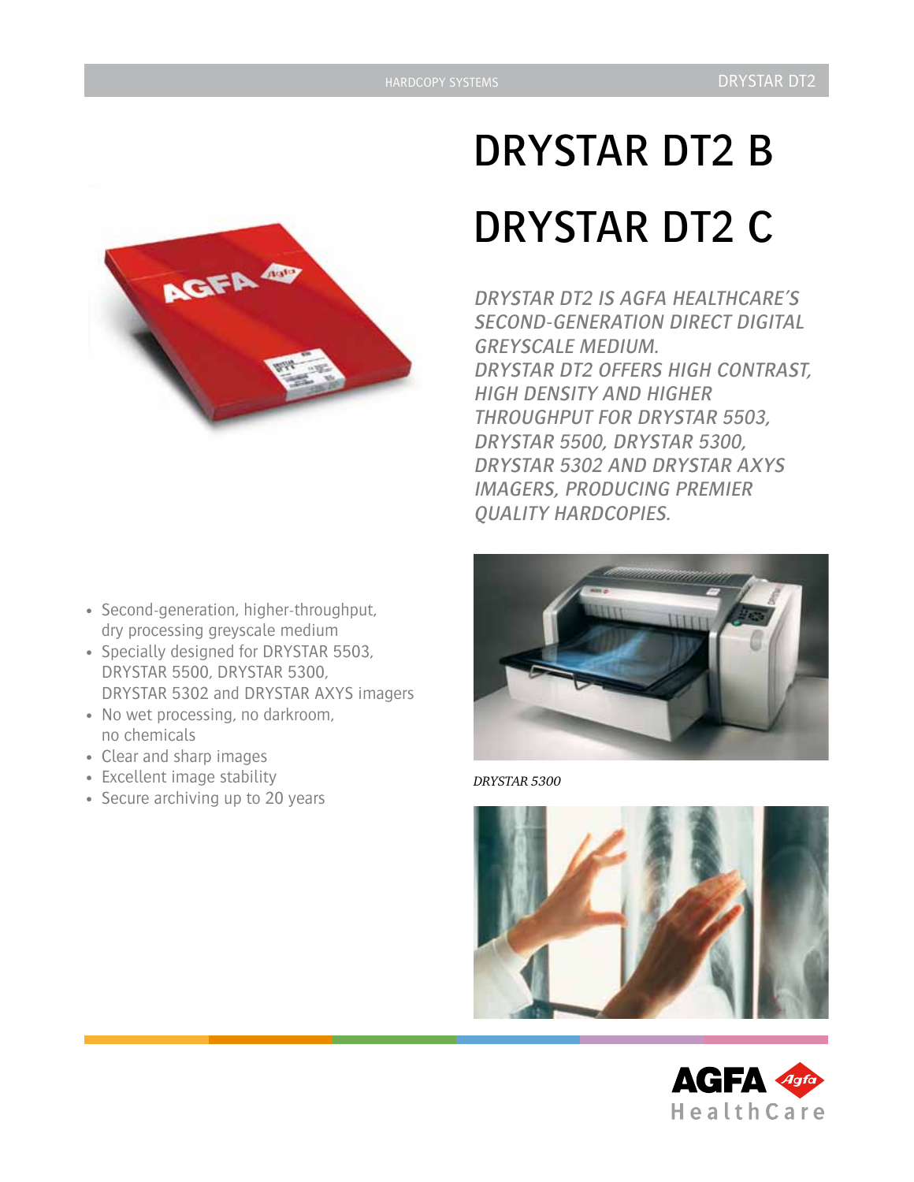# DRYSTAR DT2 B

# DRYSTAR DT2 C

*DRYSTAR DT2 IS AGFA HEALTHCARE'S SECOND-GENERATION DIRECT DIGITAL GREYSCALE MEDIUM.*
*DRYSTAR DT2 OFFERS HIGH CONTRAST, HIGH DENSITY AND HIGHER THROUGHPUT FOR DRYSTAR 5503, DRYSTAR 5500, DRYSTAR 5300, DRYSTAR 5302 AND DRYSTAR AXYS IMAGERS, PRODUCING PREMIER QUALITY HARDCOPIES.*

- Second-generation, higher-throughput, dry processing greyscale medium
- Specially designed for DRYSTAR 5503, DRYSTAR 5500, DRYSTAR 5300, DRYSTAR 5302 and DRYSTAR AXYS imagers
- No wet processing, no darkroom, no chemicals
- Clear and sharp images
- Excellent image stability
- Secure archiving up to 20 years

*DRYSTAR 5300*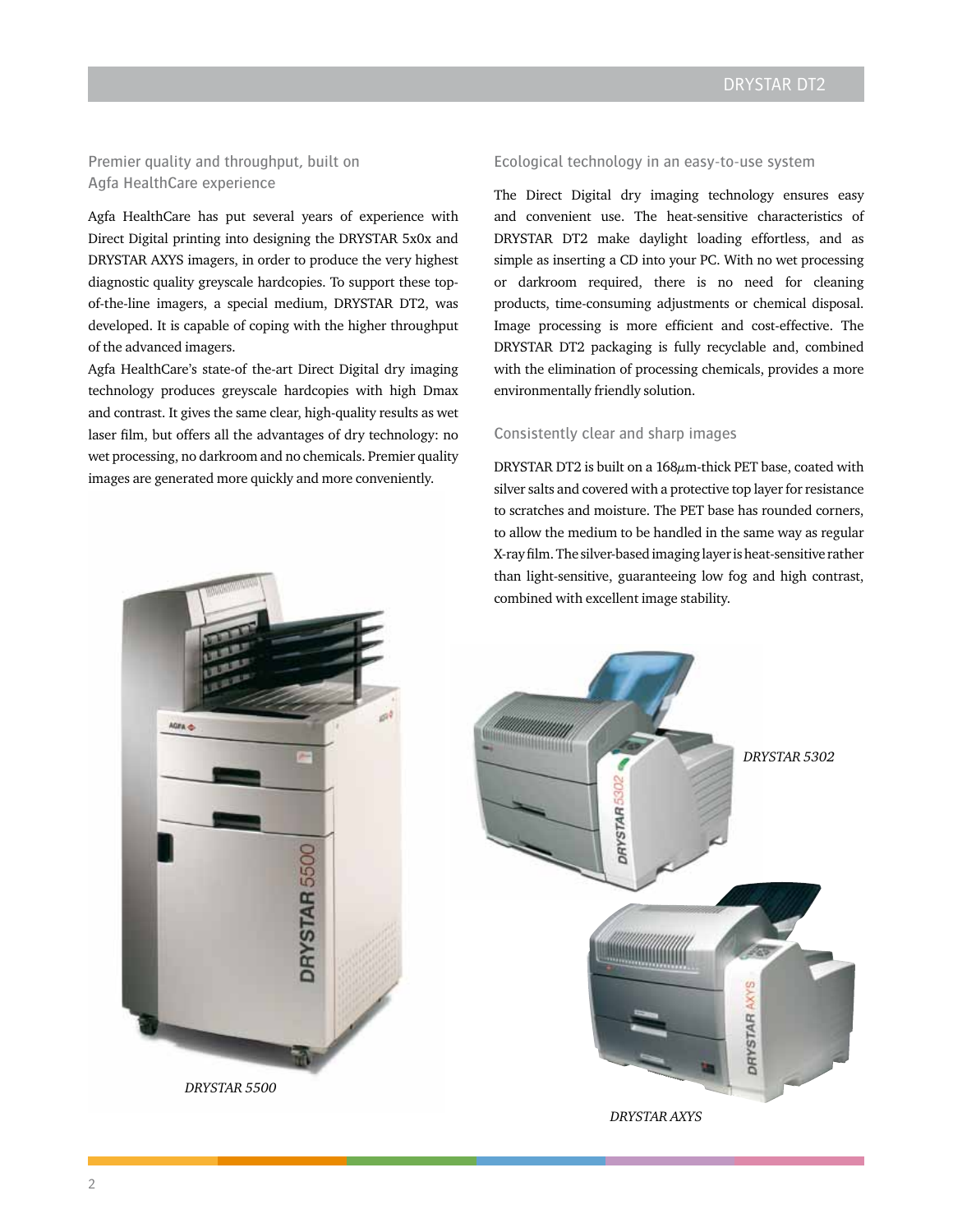## Premier quality and throughput, built on Agfa HealthCare experience

Agfa HealthCare has put several years of experience with Direct Digital printing into designing the DRYSTAR 5x0x and DRYSTAR AXYS imagers, in order to produce the very highest diagnostic quality greyscale hardcopies. To support these top-of-the-line imagers, a special medium, DRYSTAR DT2, was developed. It is capable of coping with the higher throughput of the advanced imagers.

Agfa HealthCare's state-of-the-art Direct Digital dry imaging technology produces greyscale hardcopies with high Dmax and contrast. It gives the same clear, high-quality results as wet laser film, but offers all the advantages of dry technology: no wet processing, no darkroom and no chemicals. Premier quality images are generated more quickly and more conveniently.

*DRYSTAR 5500*

## Ecological technology in an easy-to-use system

The Direct Digital dry imaging technology ensures easy and convenient use. The heat-sensitive characteristics of DRYSTAR DT2 make daylight loading effortless, and as simple as inserting a CD into your PC. With no wet processing or darkroom required, there is no need for cleaning products, time-consuming adjustments or chemical disposal. Image processing is more efficient and cost-effective. The DRYSTAR DT2 packaging is fully recyclable and, combined with the elimination of processing chemicals, provides a more environmentally friendly solution.

## Consistently clear and sharp images

DRYSTAR DT2 is built on a 168$\mu$m-thick PET base, coated with silver salts and covered with a protective top layer for resistance to scratches and moisture. The PET base has rounded corners, to allow the medium to be handled in the same way as regular X-ray film. The silver-based imaging layer is heat-sensitive rather than light-sensitive, guaranteeing low fog and high contrast, combined with excellent image stability.

*DRYSTAR 5302*

*DRYSTAR AXYS*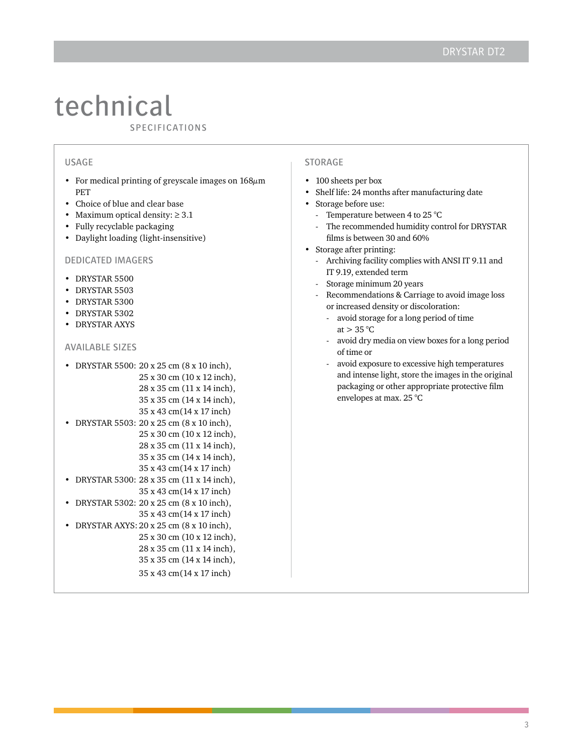# technical

SPECIFICATIONS

## USAGE

- For medical printing of greyscale images on 168$\mu$m PET
- Choice of blue and clear base
- Maximum optical density: ≥ 3.1
- Fully recyclable packaging
- Daylight loading (light-insensitive)

## DEDICATED IMAGERS

- DRYSTAR 5500
- DRYSTAR 5503
- DRYSTAR 5300
- DRYSTAR 5302
- DRYSTAR AXYS

## AVAILABLE SIZES

- DRYSTAR 5500: 20 x 25 cm (8 x 10 inch), 25 x 30 cm (10 x 12 inch), 28 x 35 cm (11 x 14 inch), 35 x 35 cm (14 x 14 inch), 35 x 43 cm(14 x 17 inch)
- DRYSTAR 5503: 20 x 25 cm (8 x 10 inch), 25 x 30 cm (10 x 12 inch), 28 x 35 cm (11 x 14 inch), 35 x 35 cm (14 x 14 inch), 35 x 43 cm(14 x 17 inch)
- DRYSTAR 5300: 28 x 35 cm (11 x 14 inch), 35 x 43 cm(14 x 17 inch)
- DRYSTAR 5302: 20 x 25 cm (8 x 10 inch), 35 x 43 cm(14 x 17 inch)
- DRYSTAR AXYS: 20 x 25 cm (8 x 10 inch), 25 x 30 cm (10 x 12 inch), 28 x 35 cm (11 x 14 inch), 35 x 35 cm (14 x 14 inch), 35 x 43 cm(14 x 17 inch)

## STORAGE

- 100 sheets per box
- Shelf life: 24 months after manufacturing date
- Storage before use:
  - Temperature between 4 to 25 °C
  - The recommended humidity control for DRYSTAR films is between 30 and 60%
- Storage after printing:
  - Archiving facility complies with ANSI IT 9.11 and IT 9.19, extended term
  - Storage minimum 20 years
  - Recommendations & Carriage to avoid image loss or increased density or discoloration:
    - avoid storage for a long period of time at > 35 °C
    - avoid dry media on view boxes for a long period of time or
    - avoid exposure to excessive high temperatures and intense light, store the images in the original packaging or other appropriate protective film envelopes at max. 25 °C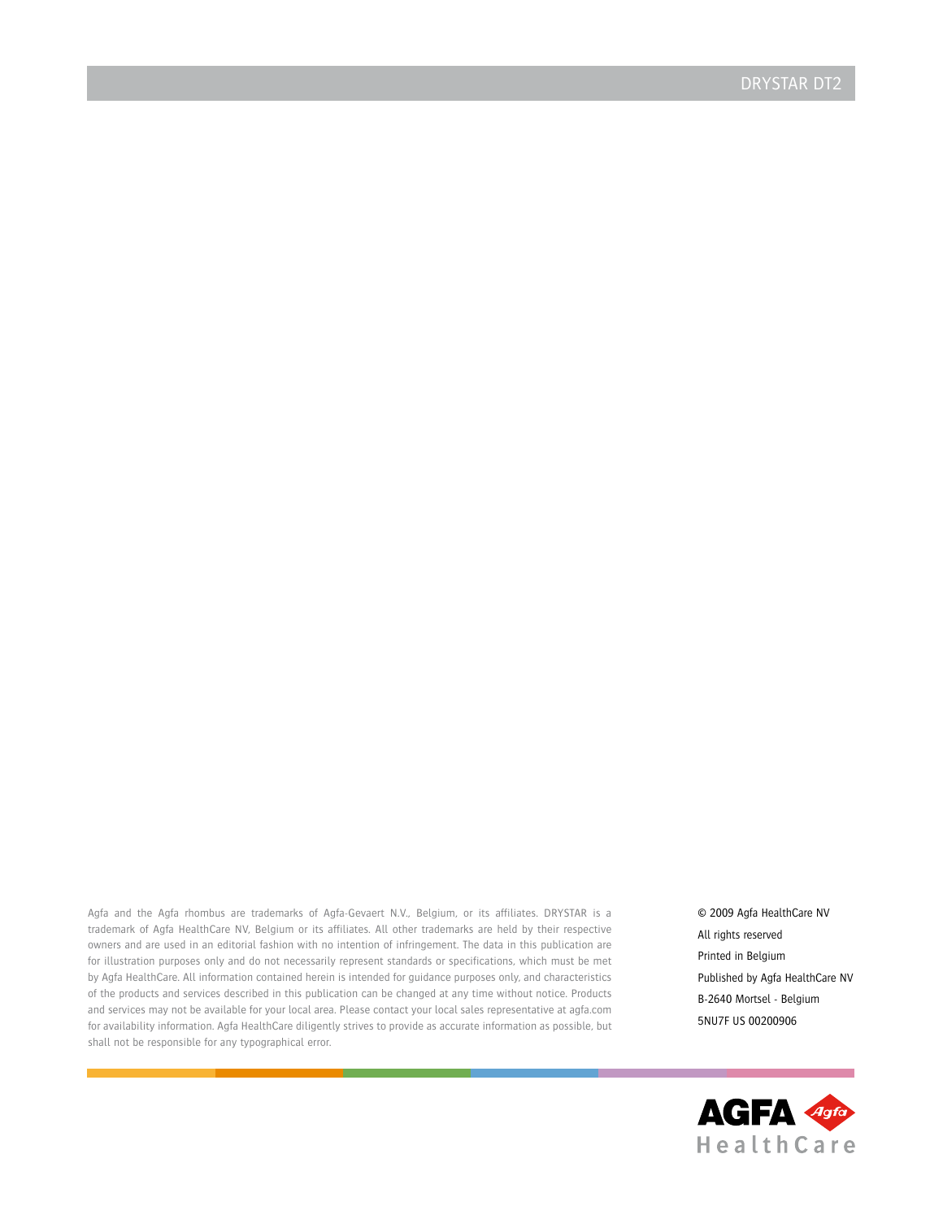Agfa and the Agfa rhombus are trademarks of Agfa-Gevaert N.V., Belgium, or its affiliates. DRYSTAR is a trademark of Agfa HealthCare NV, Belgium or its affiliates. All other trademarks are held by their respective owners and are used in an editorial fashion with no intention of infringement. The data in this publication are for illustration purposes only and do not necessarily represent standards or specifications, which must be met by Agfa HealthCare. All information contained herein is intended for guidance purposes only, and characteristics of the products and services described in this publication can be changed at any time without notice. Products and services may not be available for your local area. Please contact your local sales representative at agfa.com for availability information. Agfa HealthCare diligently strives to provide as accurate information as possible, but shall not be responsible for any typographical error.

© 2009 Agfa HealthCare NV
All rights reserved
Printed in Belgium
Published by Agfa HealthCare NV
B-2640 Mortsel - Belgium
5NU7F US 00200906

AGFA HealthCare